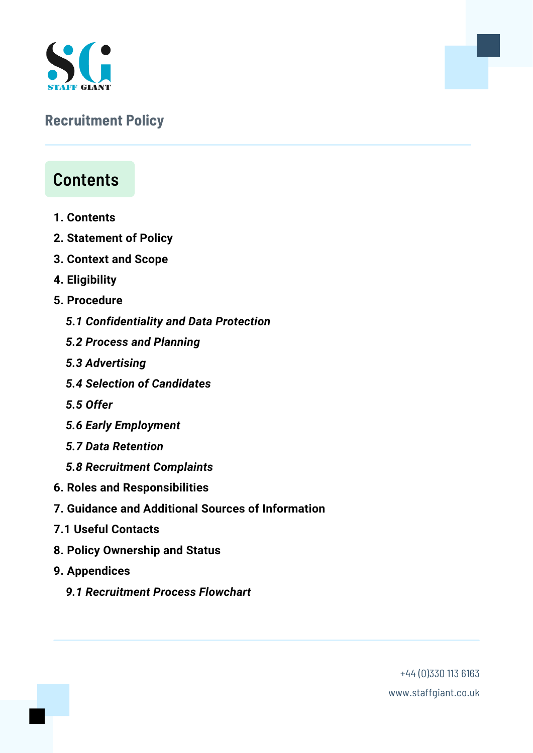# Recruitment Policy

## Contents

1. **Contents**
2. **Statement of Policy**
3. **Context and Scope**
4. **Eligibility**
5. **Procedure**
   - ***5.1 Confidentiality and Data Protection***
   - ***5.2 Process and Planning***
   - ***5.3 Advertising***
   - ***5.4 Selection of Candidates***
   - ***5.5 Offer***
   - ***5.6 Early Employment***
   - ***5.7 Data Retention***
   - ***5.8 Recruitment Complaints***
6. **Roles and Responsibilities**
7. **Guidance and Additional Sources of Information**

**7.1 Useful Contacts**

8. **Policy Ownership and Status**
9. **Appendices**
   - ***9.1 Recruitment Process Flowchart***

+44 (0)330 113 6163

www.staffgiant.co.uk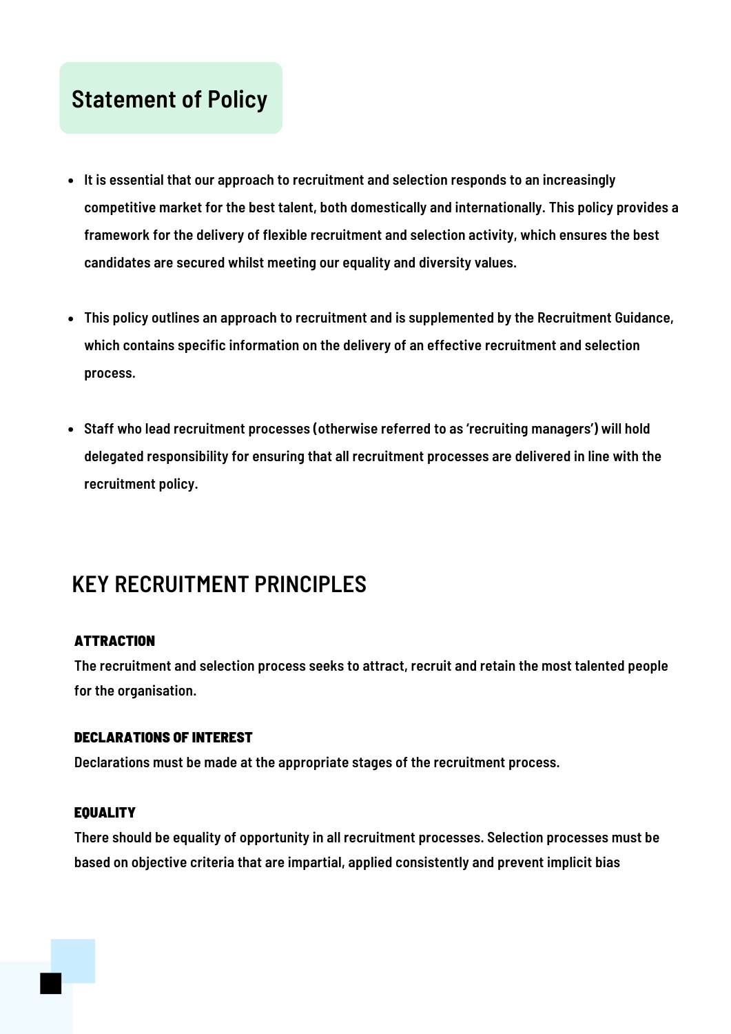## Statement of Policy

- **It is essential that our approach to recruitment and selection responds to an increasingly competitive market for the best talent, both domestically and internationally. This policy provides a framework for the delivery of flexible recruitment and selection activity, which ensures the best candidates are secured whilst meeting our equality and diversity values.**

- **This policy outlines an approach to recruitment and is supplemented by the Recruitment Guidance, which contains specific information on the delivery of an effective recruitment and selection process.**

- **Staff who lead recruitment processes (otherwise referred to as 'recruiting managers') will hold delegated responsibility for ensuring that all recruitment processes are delivered in line with the recruitment policy.**

## KEY RECRUITMENT PRINCIPLES

### ATTRACTION

The recruitment and selection process seeks to attract, recruit and retain the most talented people for the organisation.

### DECLARATIONS OF INTEREST

Declarations must be made at the appropriate stages of the recruitment process.

### EQUALITY

There should be equality of opportunity in all recruitment processes. Selection processes must be based on objective criteria that are impartial, applied consistently and prevent implicit bias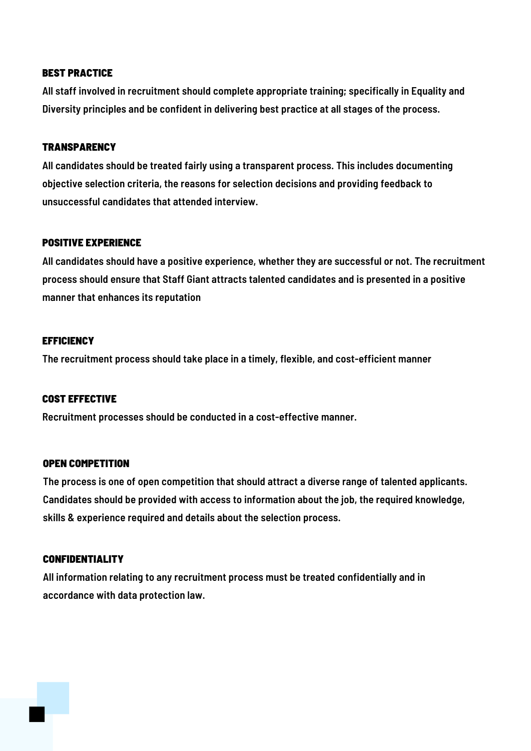## BEST PRACTICE

All staff involved in recruitment should complete appropriate training; specifically in Equality and Diversity principles and be confident in delivering best practice at all stages of the process.

## TRANSPARENCY

All candidates should be treated fairly using a transparent process. This includes documenting objective selection criteria, the reasons for selection decisions and providing feedback to unsuccessful candidates that attended interview.

## POSITIVE EXPERIENCE

All candidates should have a positive experience, whether they are successful or not. The recruitment process should ensure that Staff Giant attracts talented candidates and is presented in a positive manner that enhances its reputation

## EFFICIENCY

The recruitment process should take place in a timely, flexible, and cost-efficient manner

## COST EFFECTIVE

Recruitment processes should be conducted in a cost-effective manner.

## OPEN COMPETITION

The process is one of open competition that should attract a diverse range of talented applicants. Candidates should be provided with access to information about the job, the required knowledge, skills & experience required and details about the selection process.

## CONFIDENTIALITY

All information relating to any recruitment process must be treated confidentially and in accordance with data protection law.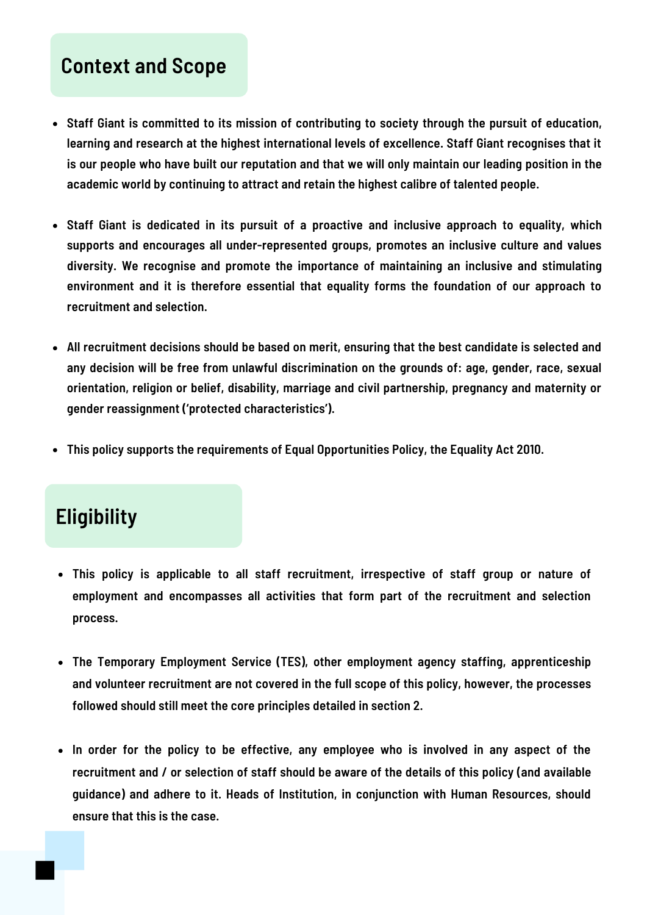## Context and Scope

- Staff Giant is committed to its mission of contributing to society through the pursuit of education, learning and research at the highest international levels of excellence. Staff Giant recognises that it is our people who have built our reputation and that we will only maintain our leading position in the academic world by continuing to attract and retain the highest calibre of talented people.
- Staff Giant is dedicated in its pursuit of a proactive and inclusive approach to equality, which supports and encourages all under-represented groups, promotes an inclusive culture and values diversity. We recognise and promote the importance of maintaining an inclusive and stimulating environment and it is therefore essential that equality forms the foundation of our approach to recruitment and selection.
- All recruitment decisions should be based on merit, ensuring that the best candidate is selected and any decision will be free from unlawful discrimination on the grounds of: age, gender, race, sexual orientation, religion or belief, disability, marriage and civil partnership, pregnancy and maternity or gender reassignment ('protected characteristics').
- This policy supports the requirements of Equal Opportunities Policy, the Equality Act 2010.

## Eligibility

- This policy is applicable to all staff recruitment, irrespective of staff group or nature of employment and encompasses all activities that form part of the recruitment and selection process.
- The Temporary Employment Service (TES), other employment agency staffing, apprenticeship and volunteer recruitment are not covered in the full scope of this policy, however, the processes followed should still meet the core principles detailed in section 2.
- In order for the policy to be effective, any employee who is involved in any aspect of the recruitment and / or selection of staff should be aware of the details of this policy (and available guidance) and adhere to it. Heads of Institution, in conjunction with Human Resources, should ensure that this is the case.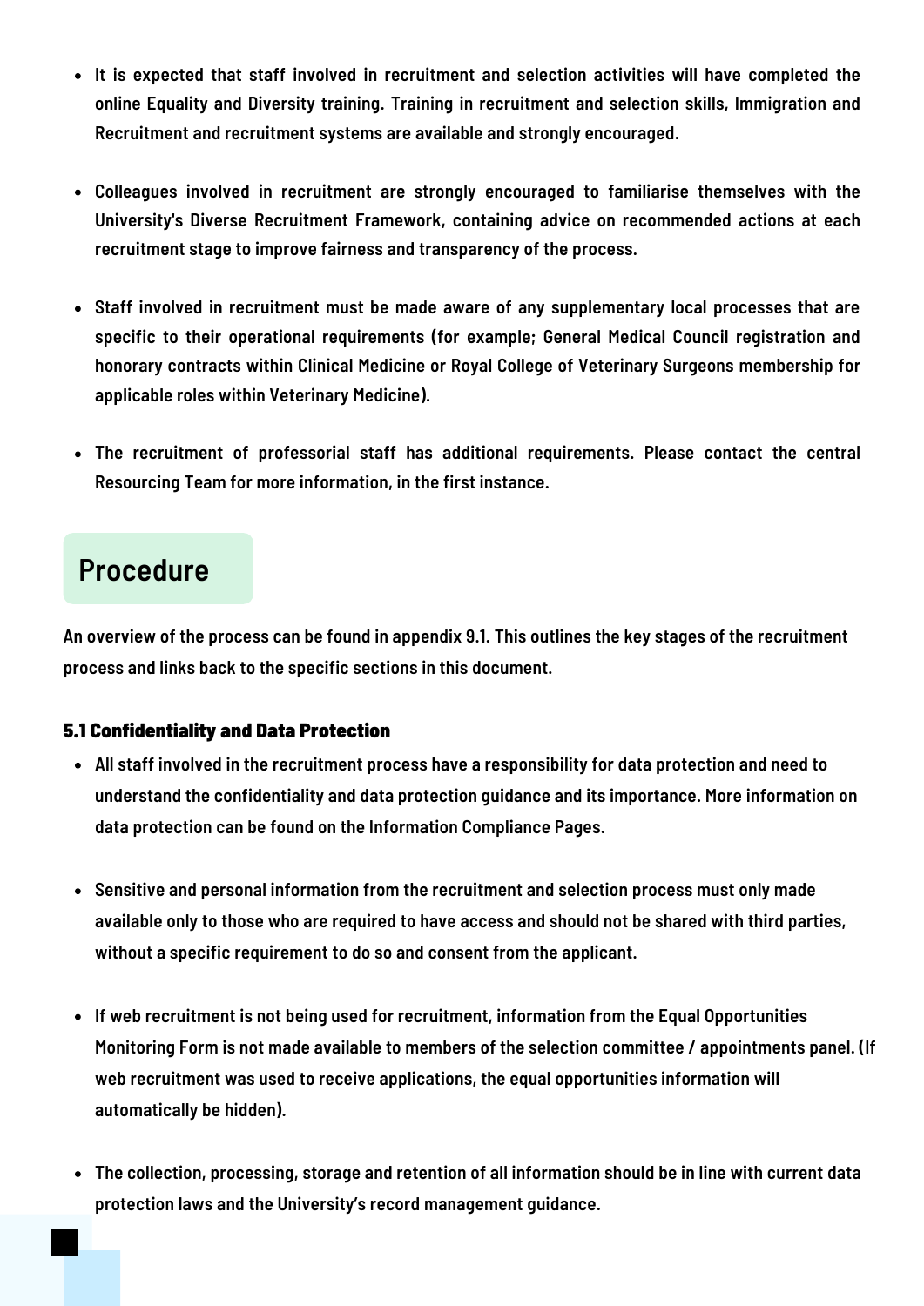- It is expected that staff involved in recruitment and selection activities will have completed the online Equality and Diversity training. Training in recruitment and selection skills, Immigration and Recruitment and recruitment systems are available and strongly encouraged.

- Colleagues involved in recruitment are strongly encouraged to familiarise themselves with the University's Diverse Recruitment Framework, containing advice on recommended actions at each recruitment stage to improve fairness and transparency of the process.

- Staff involved in recruitment must be made aware of any supplementary local processes that are specific to their operational requirements (for example; General Medical Council registration and honorary contracts within Clinical Medicine or Royal College of Veterinary Surgeons membership for applicable roles within Veterinary Medicine).

- The recruitment of professorial staff has additional requirements. Please contact the central Resourcing Team for more information, in the first instance.

## Procedure

An overview of the process can be found in appendix 9.1. This outlines the key stages of the recruitment process and links back to the specific sections in this document.

### 5.1 Confidentiality and Data Protection

- All staff involved in the recruitment process have a responsibility for data protection and need to understand the confidentiality and data protection guidance and its importance. More information on data protection can be found on the Information Compliance Pages.

- Sensitive and personal information from the recruitment and selection process must only made available only to those who are required to have access and should not be shared with third parties, without a specific requirement to do so and consent from the applicant.

- If web recruitment is not being used for recruitment, information from the Equal Opportunities Monitoring Form is not made available to members of the selection committee / appointments panel. (If web recruitment was used to receive applications, the equal opportunities information will automatically be hidden).

- The collection, processing, storage and retention of all information should be in line with current data protection laws and the University's record management guidance.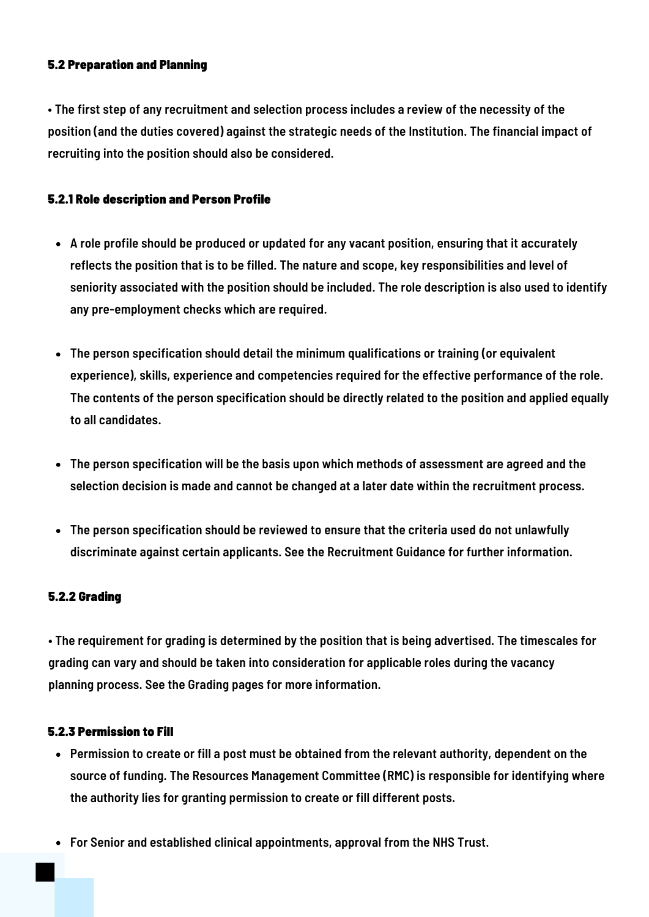### 5.2 Preparation and Planning

• The first step of any recruitment and selection process includes a review of the necessity of the position (and the duties covered) against the strategic needs of the Institution. The financial impact of recruiting into the position should also be considered.

#### 5.2.1 Role description and Person Profile

- A role profile should be produced or updated for any vacant position, ensuring that it accurately reflects the position that is to be filled. The nature and scope, key responsibilities and level of seniority associated with the position should be included. The role description is also used to identify any pre-employment checks which are required.

- The person specification should detail the minimum qualifications or training (or equivalent experience), skills, experience and competencies required for the effective performance of the role. The contents of the person specification should be directly related to the position and applied equally to all candidates.

- The person specification will be the basis upon which methods of assessment are agreed and the selection decision is made and cannot be changed at a later date within the recruitment process.

- The person specification should be reviewed to ensure that the criteria used do not unlawfully discriminate against certain applicants. See the Recruitment Guidance for further information.

#### 5.2.2 Grading

• The requirement for grading is determined by the position that is being advertised. The timescales for grading can vary and should be taken into consideration for applicable roles during the vacancy planning process. See the Grading pages for more information.

#### 5.2.3 Permission to Fill

- Permission to create or fill a post must be obtained from the relevant authority, dependent on the source of funding. The Resources Management Committee (RMC) is responsible for identifying where the authority lies for granting permission to create or fill different posts.

- For Senior and established clinical appointments, approval from the NHS Trust.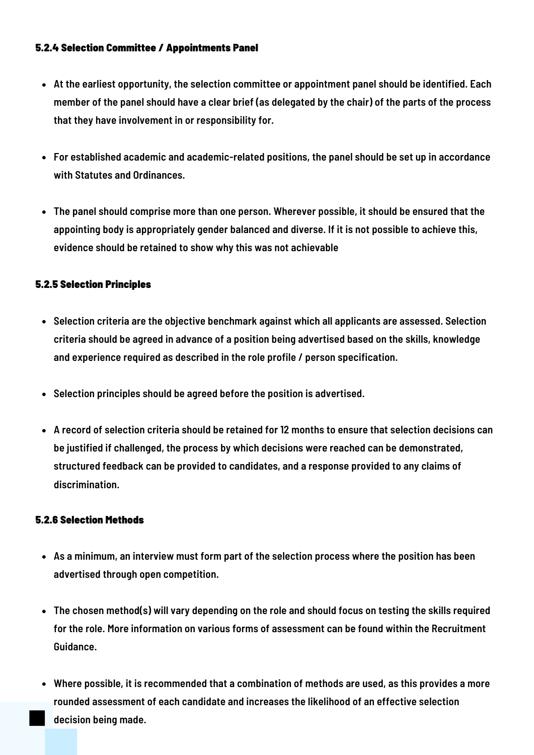#### 5.2.4 Selection Committee / Appointments Panel

- At the earliest opportunity, the selection committee or appointment panel should be identified. Each member of the panel should have a clear brief (as delegated by the chair) of the parts of the process that they have involvement in or responsibility for.
- For established academic and academic-related positions, the panel should be set up in accordance with Statutes and Ordinances.
- The panel should comprise more than one person. Wherever possible, it should be ensured that the appointing body is appropriately gender balanced and diverse. If it is not possible to achieve this, evidence should be retained to show why this was not achievable

#### 5.2.5 Selection Principles

- Selection criteria are the objective benchmark against which all applicants are assessed. Selection criteria should be agreed in advance of a position being advertised based on the skills, knowledge and experience required as described in the role profile / person specification.
- Selection principles should be agreed before the position is advertised.
- A record of selection criteria should be retained for 12 months to ensure that selection decisions can be justified if challenged, the process by which decisions were reached can be demonstrated, structured feedback can be provided to candidates, and a response provided to any claims of discrimination.

#### 5.2.6 Selection Methods

- As a minimum, an interview must form part of the selection process where the position has been advertised through open competition.
- The chosen method(s) will vary depending on the role and should focus on testing the skills required for the role. More information on various forms of assessment can be found within the Recruitment Guidance.
- Where possible, it is recommended that a combination of methods are used, as this provides a more rounded assessment of each candidate and increases the likelihood of an effective selection decision being made.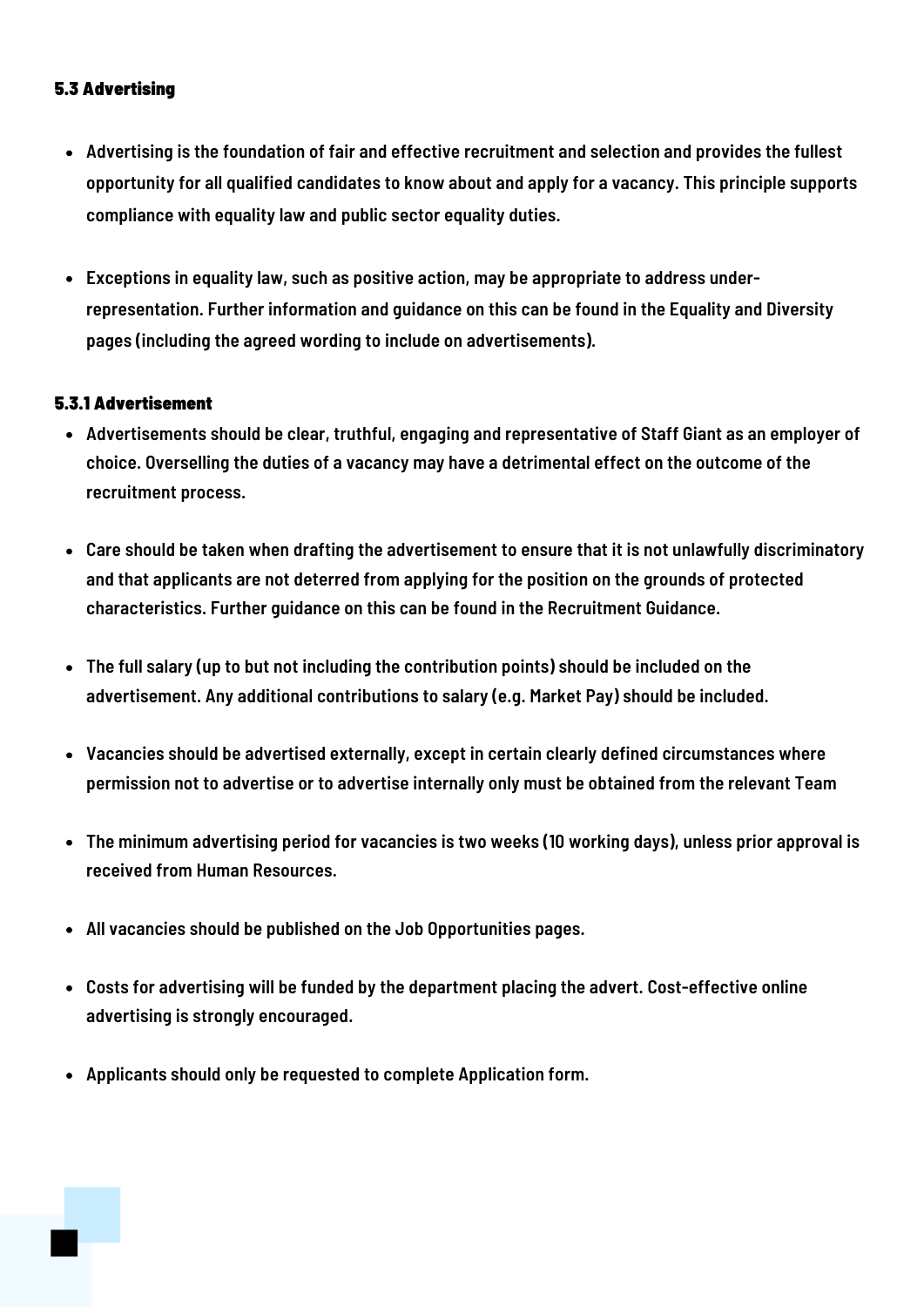### 5.3 Advertising

- Advertising is the foundation of fair and effective recruitment and selection and provides the fullest opportunity for all qualified candidates to know about and apply for a vacancy. This principle supports compliance with equality law and public sector equality duties.

- Exceptions in equality law, such as positive action, may be appropriate to address under-representation. Further information and guidance on this can be found in the Equality and Diversity pages (including the agreed wording to include on advertisements).

#### 5.3.1 Advertisement

- Advertisements should be clear, truthful, engaging and representative of Staff Giant as an employer of choice. Overselling the duties of a vacancy may have a detrimental effect on the outcome of the recruitment process.

- Care should be taken when drafting the advertisement to ensure that it is not unlawfully discriminatory and that applicants are not deterred from applying for the position on the grounds of protected characteristics. Further guidance on this can be found in the Recruitment Guidance.

- The full salary (up to but not including the contribution points) should be included on the advertisement. Any additional contributions to salary (e.g. Market Pay) should be included.

- Vacancies should be advertised externally, except in certain clearly defined circumstances where permission not to advertise or to advertise internally only must be obtained from the relevant Team

- The minimum advertising period for vacancies is two weeks (10 working days), unless prior approval is received from Human Resources.

- All vacancies should be published on the Job Opportunities pages.

- Costs for advertising will be funded by the department placing the advert. Cost-effective online advertising is strongly encouraged.

- Applicants should only be requested to complete Application form.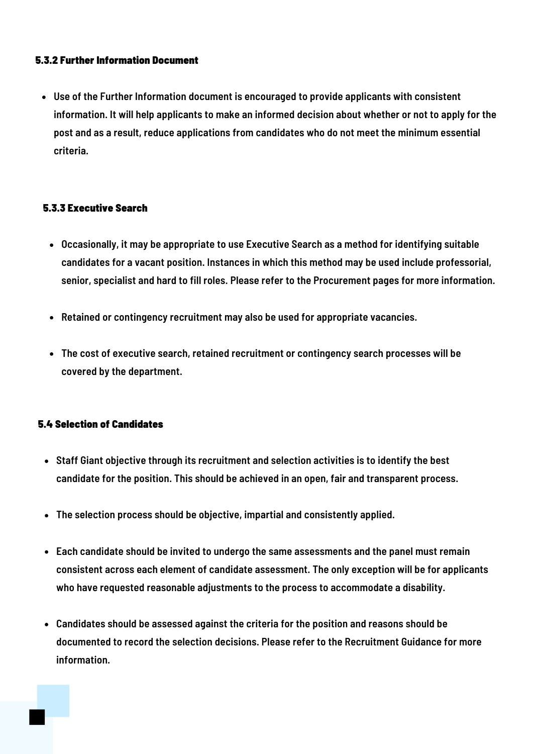#### 5.3.2 Further Information Document

- Use of the Further Information document is encouraged to provide applicants with consistent information. It will help applicants to make an informed decision about whether or not to apply for the post and as a result, reduce applications from candidates who do not meet the minimum essential criteria.

#### 5.3.3 Executive Search

- Occasionally, it may be appropriate to use Executive Search as a method for identifying suitable candidates for a vacant position. Instances in which this method may be used include professorial, senior, specialist and hard to fill roles. Please refer to the Procurement pages for more information.
- Retained or contingency recruitment may also be used for appropriate vacancies.
- The cost of executive search, retained recruitment or contingency search processes will be covered by the department.

### 5.4 Selection of Candidates

- Staff Giant objective through its recruitment and selection activities is to identify the best candidate for the position. This should be achieved in an open, fair and transparent process.
- The selection process should be objective, impartial and consistently applied.
- Each candidate should be invited to undergo the same assessments and the panel must remain consistent across each element of candidate assessment. The only exception will be for applicants who have requested reasonable adjustments to the process to accommodate a disability.
- Candidates should be assessed against the criteria for the position and reasons should be documented to record the selection decisions. Please refer to the Recruitment Guidance for more information.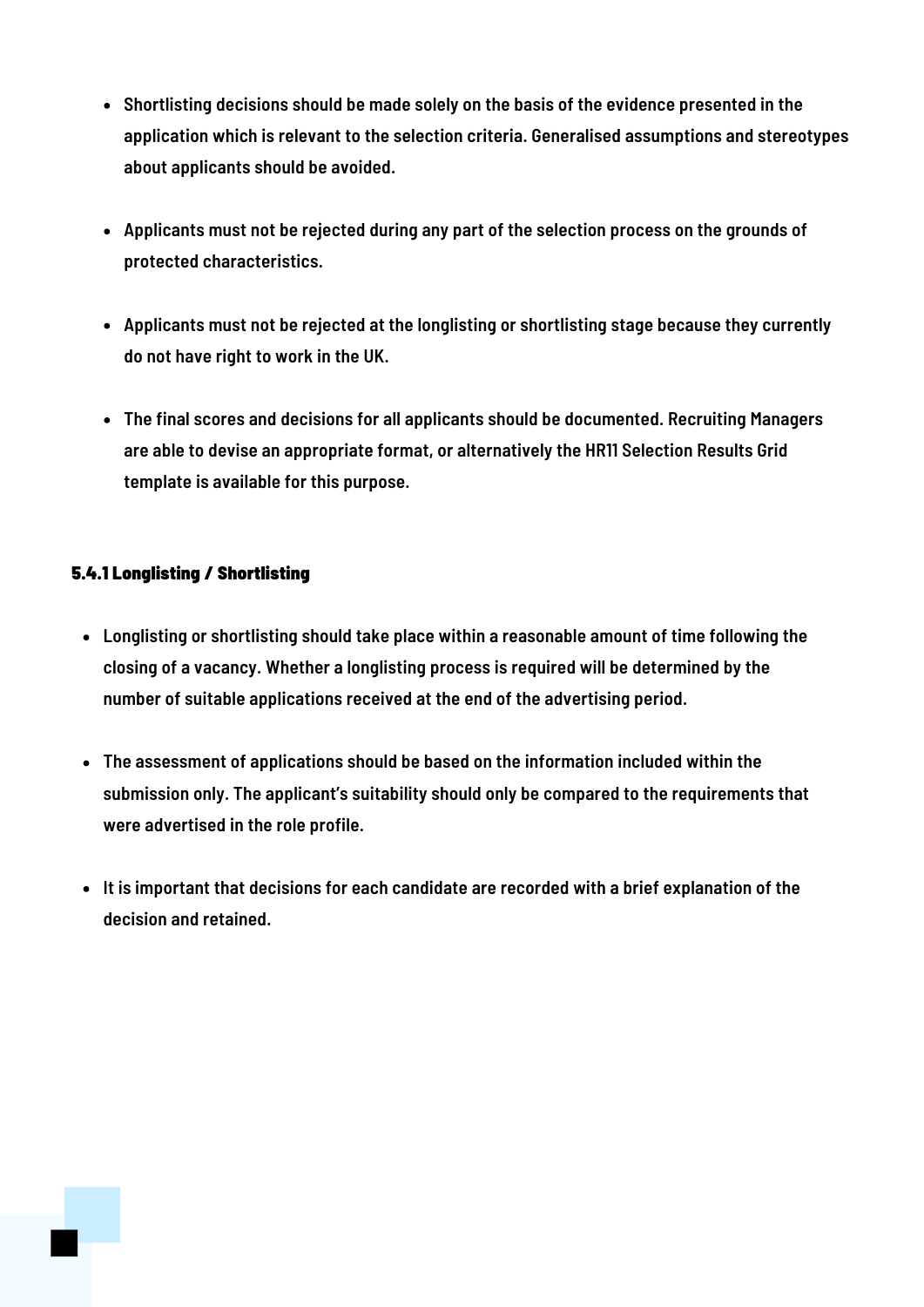- Shortlisting decisions should be made solely on the basis of the evidence presented in the application which is relevant to the selection criteria. Generalised assumptions and stereotypes about applicants should be avoided.

- Applicants must not be rejected during any part of the selection process on the grounds of protected characteristics.

- Applicants must not be rejected at the longlisting or shortlisting stage because they currently do not have right to work in the UK.

- The final scores and decisions for all applicants should be documented. Recruiting Managers are able to devise an appropriate format, or alternatively the HR11 Selection Results Grid template is available for this purpose.

#### 5.4.1 Longlisting / Shortlisting

- Longlisting or shortlisting should take place within a reasonable amount of time following the closing of a vacancy. Whether a longlisting process is required will be determined by the number of suitable applications received at the end of the advertising period.

- The assessment of applications should be based on the information included within the submission only. The applicant's suitability should only be compared to the requirements that were advertised in the role profile.

- It is important that decisions for each candidate are recorded with a brief explanation of the decision and retained.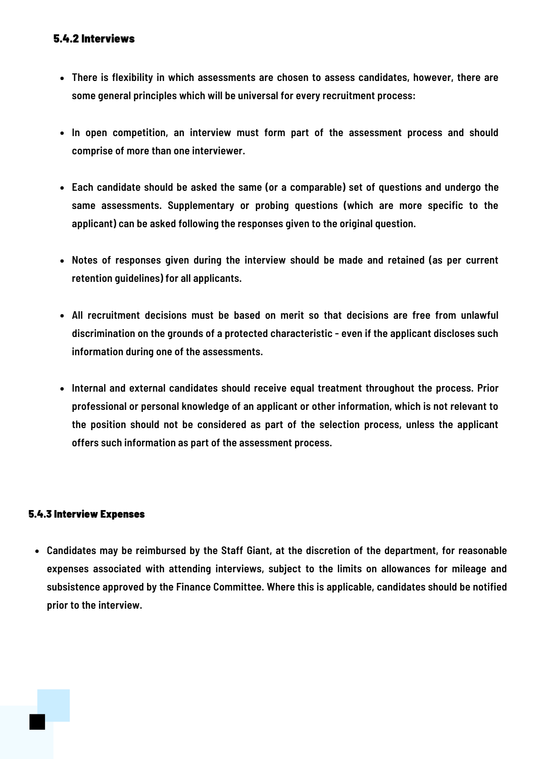### 5.4.2 Interviews

- There is flexibility in which assessments are chosen to assess candidates, however, there are some general principles which will be universal for every recruitment process:

- In open competition, an interview must form part of the assessment process and should comprise of more than one interviewer.

- Each candidate should be asked the same (or a comparable) set of questions and undergo the same assessments. Supplementary or probing questions (which are more specific to the applicant) can be asked following the responses given to the original question.

- Notes of responses given during the interview should be made and retained (as per current retention guidelines) for all applicants.

- All recruitment decisions must be based on merit so that decisions are free from unlawful discrimination on the grounds of a protected characteristic - even if the applicant discloses such information during one of the assessments.

- Internal and external candidates should receive equal treatment throughout the process. Prior professional or personal knowledge of an applicant or other information, which is not relevant to the position should not be considered as part of the selection process, unless the applicant offers such information as part of the assessment process.

### 5.4.3 Interview Expenses

- Candidates may be reimbursed by the Staff Giant, at the discretion of the department, for reasonable expenses associated with attending interviews, subject to the limits on allowances for mileage and subsistence approved by the Finance Committee. Where this is applicable, candidates should be notified prior to the interview.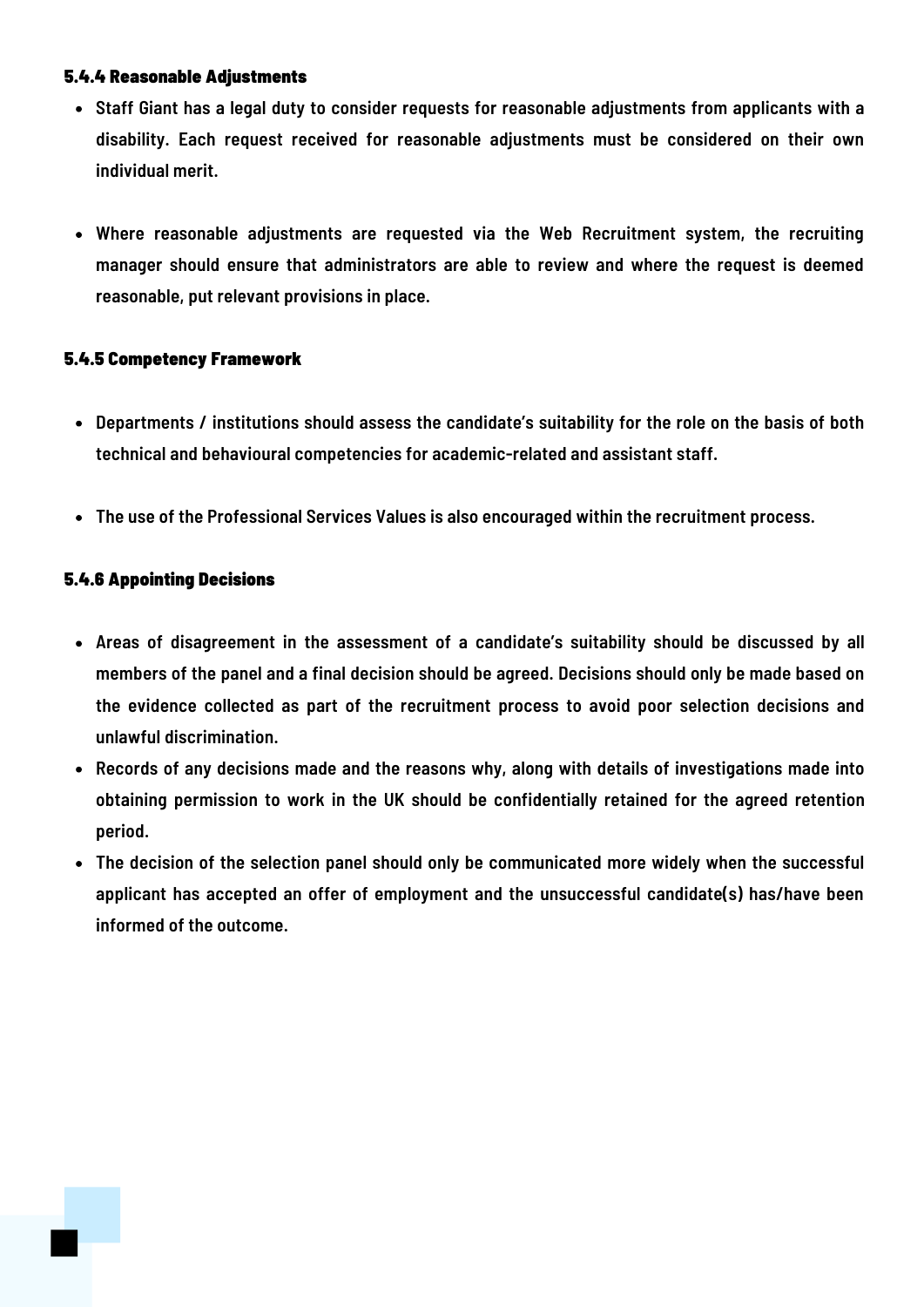#### 5.4.4 Reasonable Adjustments

- Staff Giant has a legal duty to consider requests for reasonable adjustments from applicants with a disability. Each request received for reasonable adjustments must be considered on their own individual merit.

- Where reasonable adjustments are requested via the Web Recruitment system, the recruiting manager should ensure that administrators are able to review and where the request is deemed reasonable, put relevant provisions in place.

#### 5.4.5 Competency Framework

- Departments / institutions should assess the candidate's suitability for the role on the basis of both technical and behavioural competencies for academic-related and assistant staff.

- The use of the Professional Services Values is also encouraged within the recruitment process.

#### 5.4.6 Appointing Decisions

- Areas of disagreement in the assessment of a candidate's suitability should be discussed by all members of the panel and a final decision should be agreed. Decisions should only be made based on the evidence collected as part of the recruitment process to avoid poor selection decisions and unlawful discrimination.
- Records of any decisions made and the reasons why, along with details of investigations made into obtaining permission to work in the UK should be confidentially retained for the agreed retention period.
- The decision of the selection panel should only be communicated more widely when the successful applicant has accepted an offer of employment and the unsuccessful candidate(s) has/have been informed of the outcome.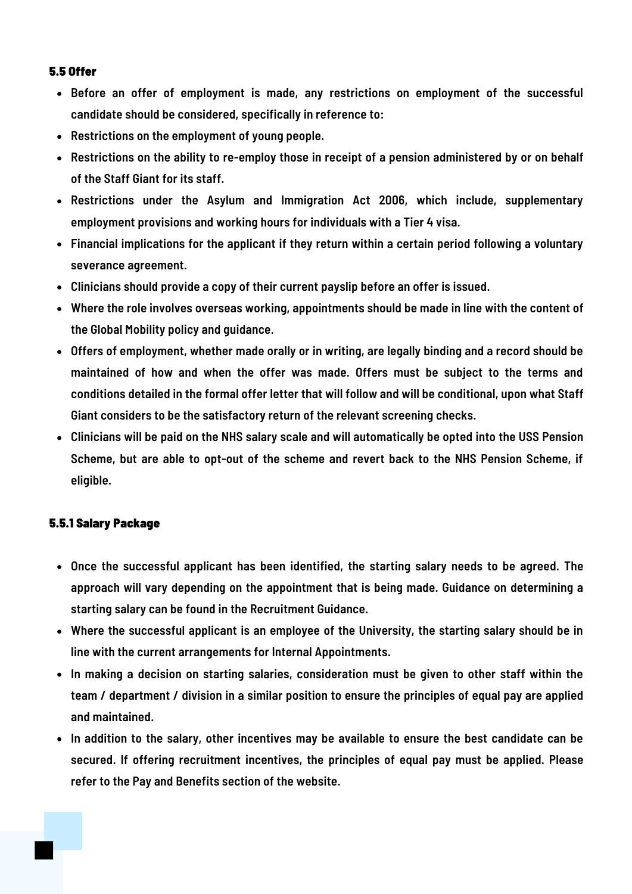### 5.5 Offer

- Before an offer of employment is made, any restrictions on employment of the successful candidate should be considered, specifically in reference to:
- Restrictions on the employment of young people.
- Restrictions on the ability to re-employ those in receipt of a pension administered by or on behalf of the Staff Giant for its staff.
- Restrictions under the Asylum and Immigration Act 2006, which include, supplementary employment provisions and working hours for individuals with a Tier 4 visa.
- Financial implications for the applicant if they return within a certain period following a voluntary severance agreement.
- Clinicians should provide a copy of their current payslip before an offer is issued.
- Where the role involves overseas working, appointments should be made in line with the content of the Global Mobility policy and guidance.
- Offers of employment, whether made orally or in writing, are legally binding and a record should be maintained of how and when the offer was made. Offers must be subject to the terms and conditions detailed in the formal offer letter that will follow and will be conditional, upon what Staff Giant considers to be the satisfactory return of the relevant screening checks.
- Clinicians will be paid on the NHS salary scale and will automatically be opted into the USS Pension Scheme, but are able to opt-out of the scheme and revert back to the NHS Pension Scheme, if eligible.

#### 5.5.1 Salary Package

- Once the successful applicant has been identified, the starting salary needs to be agreed. The approach will vary depending on the appointment that is being made. Guidance on determining a starting salary can be found in the Recruitment Guidance.
- Where the successful applicant is an employee of the University, the starting salary should be in line with the current arrangements for Internal Appointments.
- In making a decision on starting salaries, consideration must be given to other staff within the team / department / division in a similar position to ensure the principles of equal pay are applied and maintained.
- In addition to the salary, other incentives may be available to ensure the best candidate can be secured. If offering recruitment incentives, the principles of equal pay must be applied. Please refer to the Pay and Benefits section of the website.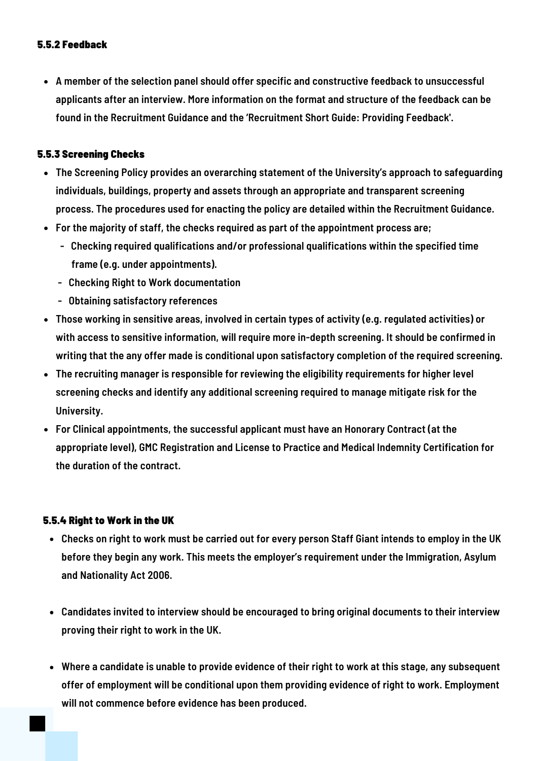#### 5.5.2 Feedback

- A member of the selection panel should offer specific and constructive feedback to unsuccessful applicants after an interview. More information on the format and structure of the feedback can be found in the Recruitment Guidance and the 'Recruitment Short Guide: Providing Feedback'.

#### 5.5.3 Screening Checks

- The Screening Policy provides an overarching statement of the University's approach to safeguarding individuals, buildings, property and assets through an appropriate and transparent screening process. The procedures used for enacting the policy are detailed within the Recruitment Guidance.
- For the majority of staff, the checks required as part of the appointment process are;
  - Checking required qualifications and/or professional qualifications within the specified time frame (e.g. under appointments).
  - Checking Right to Work documentation
  - Obtaining satisfactory references
- Those working in sensitive areas, involved in certain types of activity (e.g. regulated activities) or with access to sensitive information, will require more in-depth screening. It should be confirmed in writing that the any offer made is conditional upon satisfactory completion of the required screening.
- The recruiting manager is responsible for reviewing the eligibility requirements for higher level screening checks and identify any additional screening required to manage mitigate risk for the University.
- For Clinical appointments, the successful applicant must have an Honorary Contract (at the appropriate level), GMC Registration and License to Practice and Medical Indemnity Certification for the duration of the contract.

#### 5.5.4 Right to Work in the UK

- Checks on right to work must be carried out for every person Staff Giant intends to employ in the UK before they begin any work. This meets the employer's requirement under the Immigration, Asylum and Nationality Act 2006.

- Candidates invited to interview should be encouraged to bring original documents to their interview proving their right to work in the UK.

- Where a candidate is unable to provide evidence of their right to work at this stage, any subsequent offer of employment will be conditional upon them providing evidence of right to work. Employment will not commence before evidence has been produced.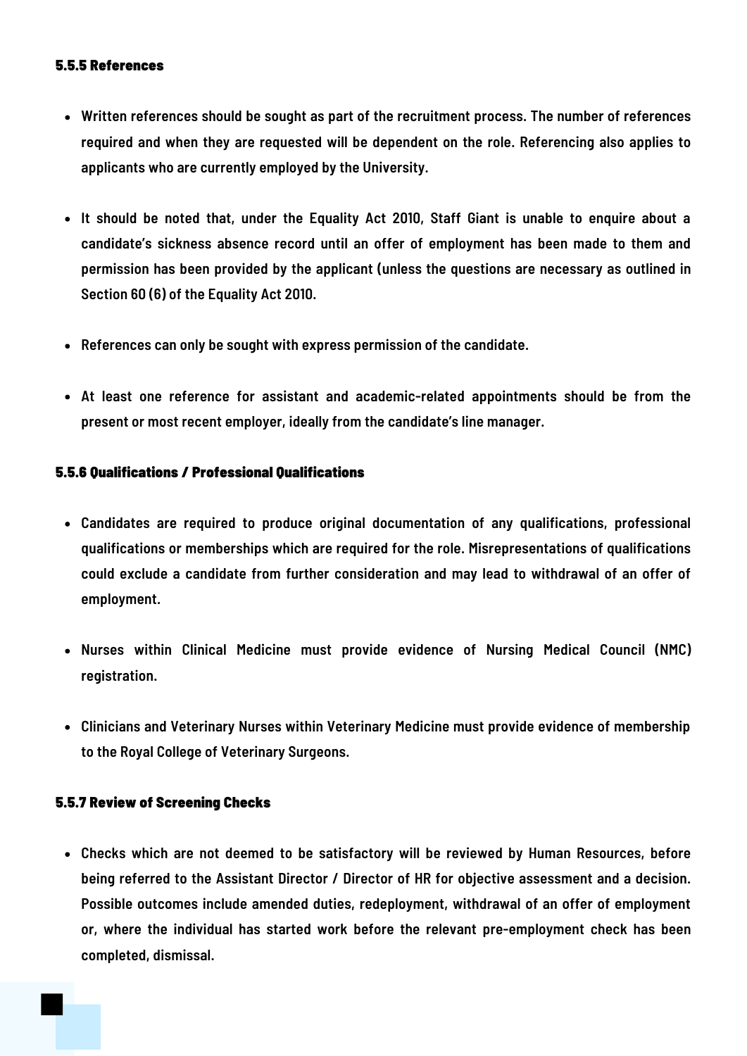#### 5.5.5 References

- Written references should be sought as part of the recruitment process. The number of references required and when they are requested will be dependent on the role. Referencing also applies to applicants who are currently employed by the University.
- It should be noted that, under the Equality Act 2010, Staff Giant is unable to enquire about a candidate's sickness absence record until an offer of employment has been made to them and permission has been provided by the applicant (unless the questions are necessary as outlined in Section 60 (6) of the Equality Act 2010.
- References can only be sought with express permission of the candidate.
- At least one reference for assistant and academic-related appointments should be from the present or most recent employer, ideally from the candidate's line manager.

#### 5.5.6 Qualifications / Professional Qualifications

- Candidates are required to produce original documentation of any qualifications, professional qualifications or memberships which are required for the role. Misrepresentations of qualifications could exclude a candidate from further consideration and may lead to withdrawal of an offer of employment.
- Nurses within Clinical Medicine must provide evidence of Nursing Medical Council (NMC) registration.
- Clinicians and Veterinary Nurses within Veterinary Medicine must provide evidence of membership to the Royal College of Veterinary Surgeons.

#### 5.5.7 Review of Screening Checks

- Checks which are not deemed to be satisfactory will be reviewed by Human Resources, before being referred to the Assistant Director / Director of HR for objective assessment and a decision. Possible outcomes include amended duties, redeployment, withdrawal of an offer of employment or, where the individual has started work before the relevant pre-employment check has been completed, dismissal.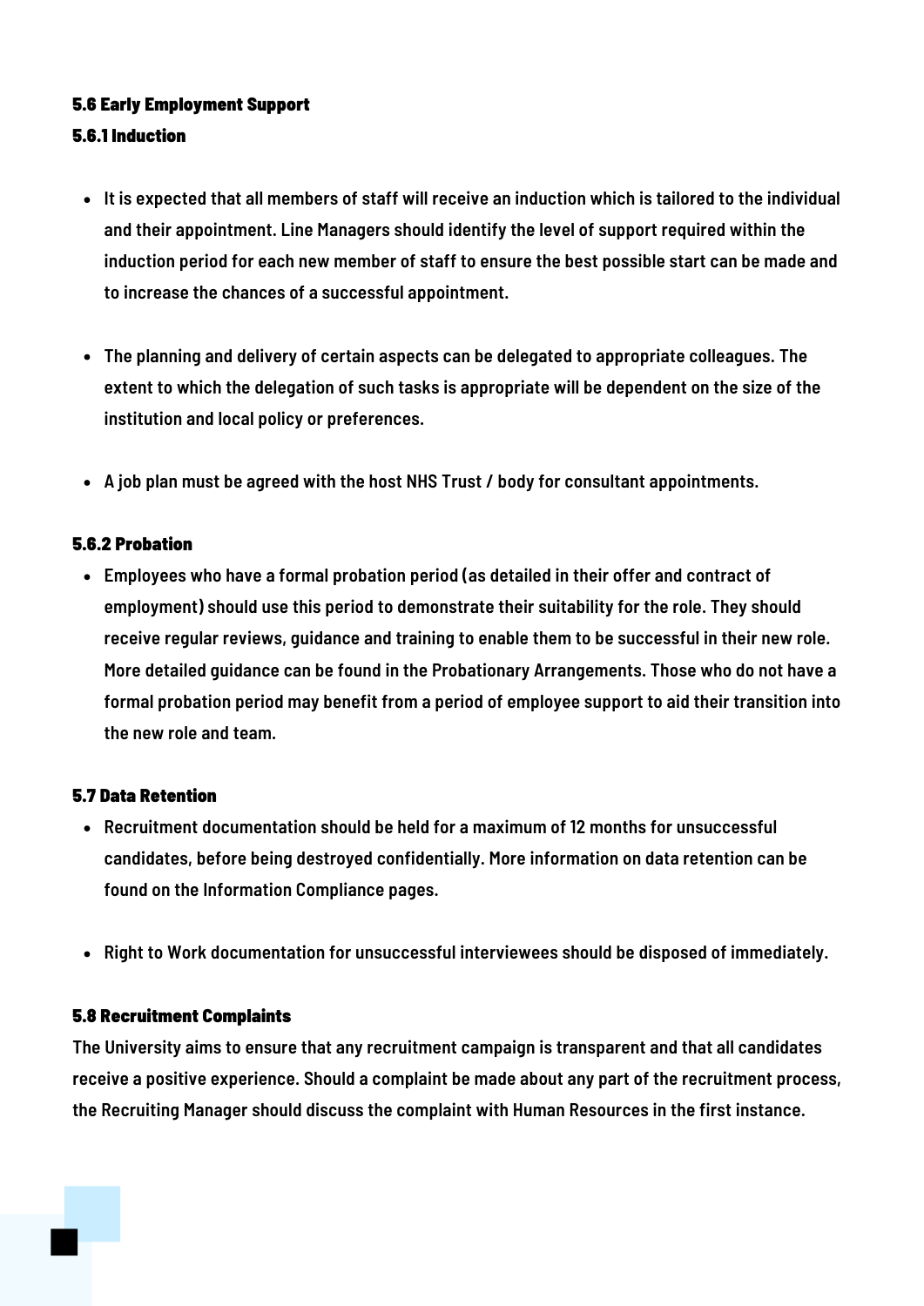### 5.6 Early Employment Support

#### 5.6.1 Induction

- It is expected that all members of staff will receive an induction which is tailored to the individual and their appointment. Line Managers should identify the level of support required within the induction period for each new member of staff to ensure the best possible start can be made and to increase the chances of a successful appointment.

- The planning and delivery of certain aspects can be delegated to appropriate colleagues. The extent to which the delegation of such tasks is appropriate will be dependent on the size of the institution and local policy or preferences.

- A job plan must be agreed with the host NHS Trust / body for consultant appointments.

#### 5.6.2 Probation

- Employees who have a formal probation period (as detailed in their offer and contract of employment) should use this period to demonstrate their suitability for the role. They should receive regular reviews, guidance and training to enable them to be successful in their new role. More detailed guidance can be found in the Probationary Arrangements. Those who do not have a formal probation period may benefit from a period of employee support to aid their transition into the new role and team.

### 5.7 Data Retention

- Recruitment documentation should be held for a maximum of 12 months for unsuccessful candidates, before being destroyed confidentially. More information on data retention can be found on the Information Compliance pages.

- Right to Work documentation for unsuccessful interviewees should be disposed of immediately.

### 5.8 Recruitment Complaints

The University aims to ensure that any recruitment campaign is transparent and that all candidates receive a positive experience. Should a complaint be made about any part of the recruitment process, the Recruiting Manager should discuss the complaint with Human Resources in the first instance.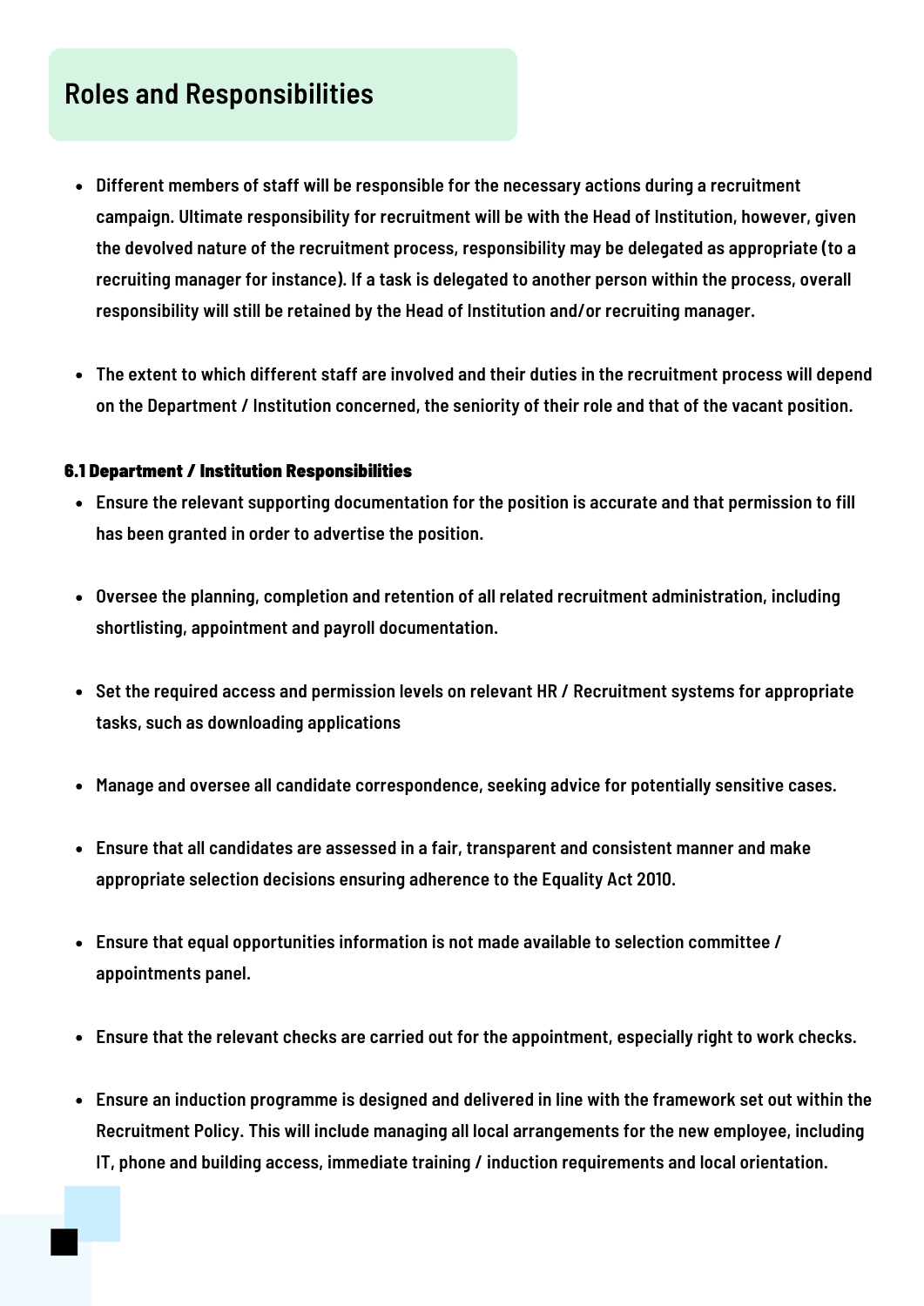## Roles and Responsibilities

- Different members of staff will be responsible for the necessary actions during a recruitment campaign. Ultimate responsibility for recruitment will be with the Head of Institution, however, given the devolved nature of the recruitment process, responsibility may be delegated as appropriate (to a recruiting manager for instance). If a task is delegated to another person within the process, overall responsibility will still be retained by the Head of Institution and/or recruiting manager.

- The extent to which different staff are involved and their duties in the recruitment process will depend on the Department / Institution concerned, the seniority of their role and that of the vacant position.

### 6.1 Department / Institution Responsibilities

- Ensure the relevant supporting documentation for the position is accurate and that permission to fill has been granted in order to advertise the position.

- Oversee the planning, completion and retention of all related recruitment administration, including shortlisting, appointment and payroll documentation.

- Set the required access and permission levels on relevant HR / Recruitment systems for appropriate tasks, such as downloading applications

- Manage and oversee all candidate correspondence, seeking advice for potentially sensitive cases.

- Ensure that all candidates are assessed in a fair, transparent and consistent manner and make appropriate selection decisions ensuring adherence to the Equality Act 2010.

- Ensure that equal opportunities information is not made available to selection committee / appointments panel.

- Ensure that the relevant checks are carried out for the appointment, especially right to work checks.

- Ensure an induction programme is designed and delivered in line with the framework set out within the Recruitment Policy. This will include managing all local arrangements for the new employee, including IT, phone and building access, immediate training / induction requirements and local orientation.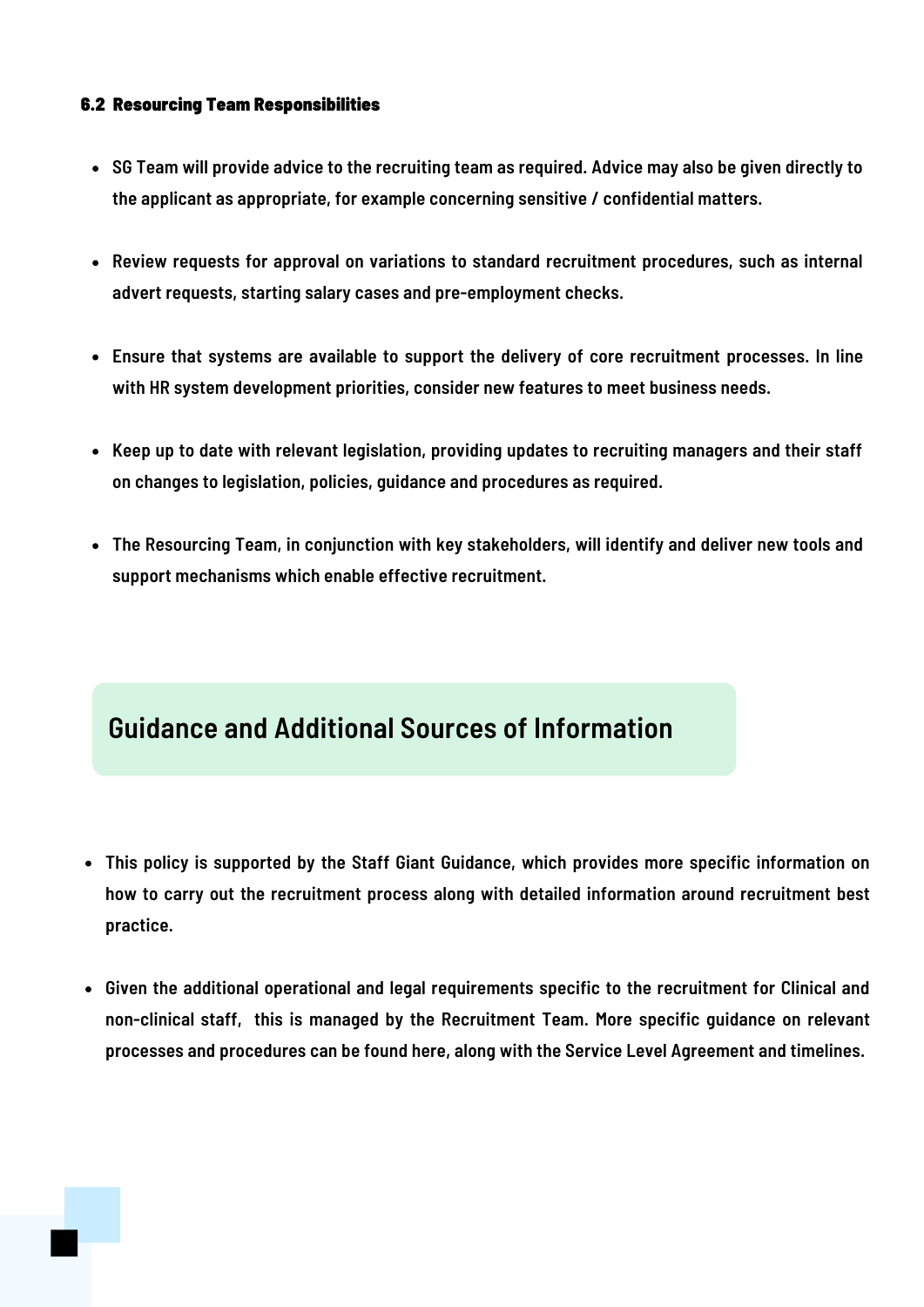### 6.2 Resourcing Team Responsibilities

- SG Team will provide advice to the recruiting team as required. Advice may also be given directly to the applicant as appropriate, for example concerning sensitive / confidential matters.
- Review requests for approval on variations to standard recruitment procedures, such as internal advert requests, starting salary cases and pre-employment checks.
- Ensure that systems are available to support the delivery of core recruitment processes. In line with HR system development priorities, consider new features to meet business needs.
- Keep up to date with relevant legislation, providing updates to recruiting managers and their staff on changes to legislation, policies, guidance and procedures as required.
- The Resourcing Team, in conjunction with key stakeholders, will identify and deliver new tools and support mechanisms which enable effective recruitment.

## Guidance and Additional Sources of Information

- This policy is supported by the Staff Giant Guidance, which provides more specific information on how to carry out the recruitment process along with detailed information around recruitment best practice.
- Given the additional operational and legal requirements specific to the recruitment for Clinical and non-clinical staff, this is managed by the Recruitment Team. More specific guidance on relevant processes and procedures can be found here, along with the Service Level Agreement and timelines.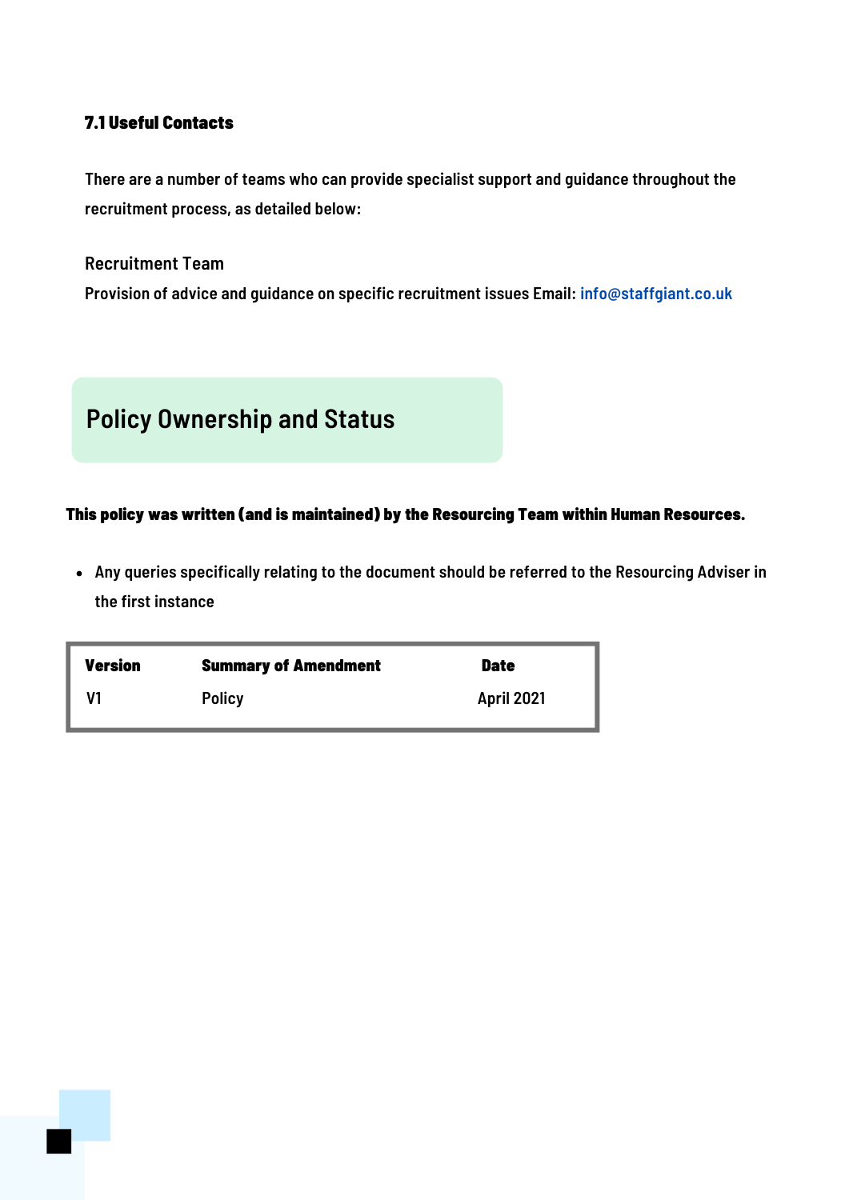### 7.1 Useful Contacts

There are a number of teams who can provide specialist support and guidance throughout the recruitment process, as detailed below:

Recruitment Team

Provision of advice and guidance on specific recruitment issues Email: info@staffgiant.co.uk

## Policy Ownership and Status

**This policy was written (and is maintained) by the Resourcing Team within Human Resources.**

- Any queries specifically relating to the document should be referred to the Resourcing Adviser in the first instance

| Version | Summary of Amendment | Date |
|---|---|---|
| V1 | Policy | April 2021 |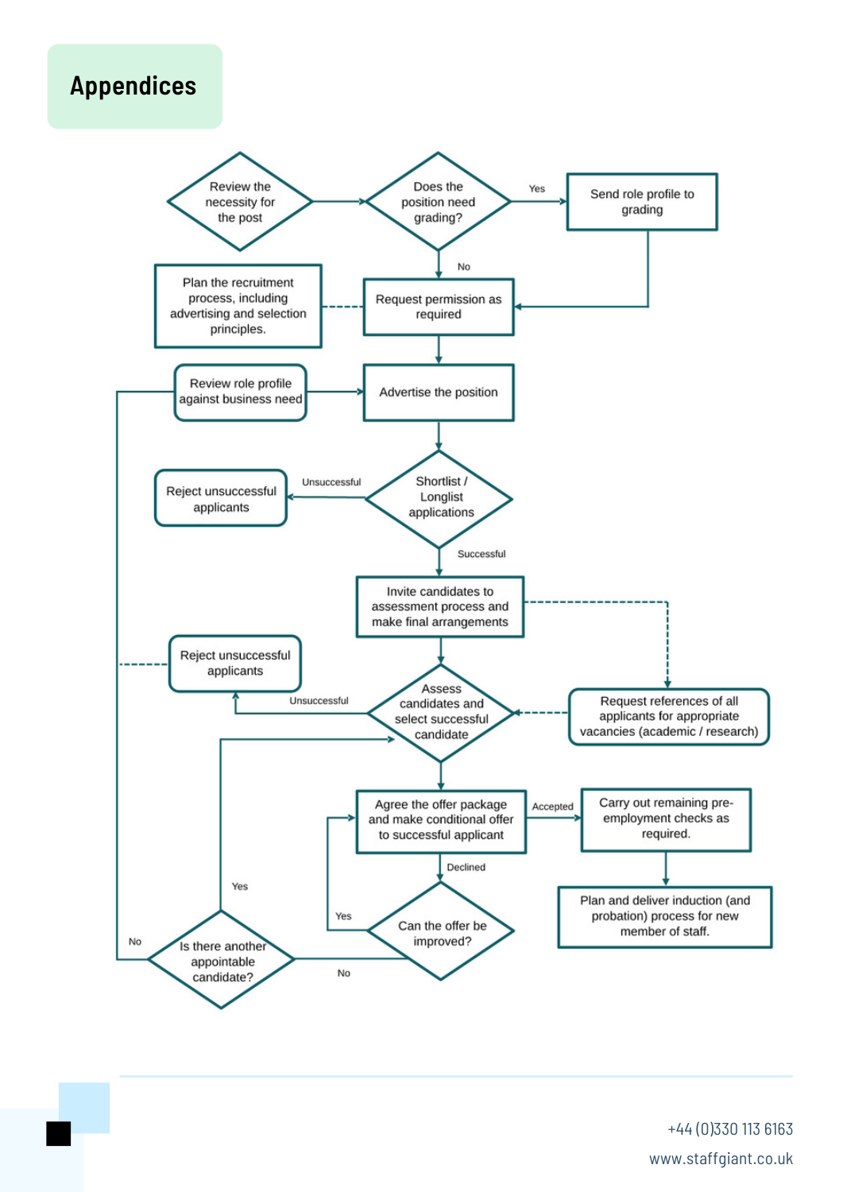# Appendices

Review the necessity for the post

Does the position need grading?

Yes

Send role profile to grading

No

Plan the recruitment process, including advertising and selection principles.

Request permission as required

Review role profile against business need

Advertise the position

Reject unsuccessful applicants

Unsuccessful

Shortlist / Longlist applications

Successful

Invite candidates to assessment process and make final arrangements

Reject unsuccessful applicants

Unsuccessful

Assess candidates and select successful candidate

Request references of all applicants for appropriate vacancies (academic / research)

Agree the offer package and make conditional offer to successful applicant

Accepted

Carry out remaining pre-employment checks as required.

Declined

Plan and deliver induction (and probation) process for new member of staff.

Yes

Yes

Can the offer be improved?

No

Is there another appointable candidate?

No

+44 (0)330 113 6163

www.staffgiant.co.uk